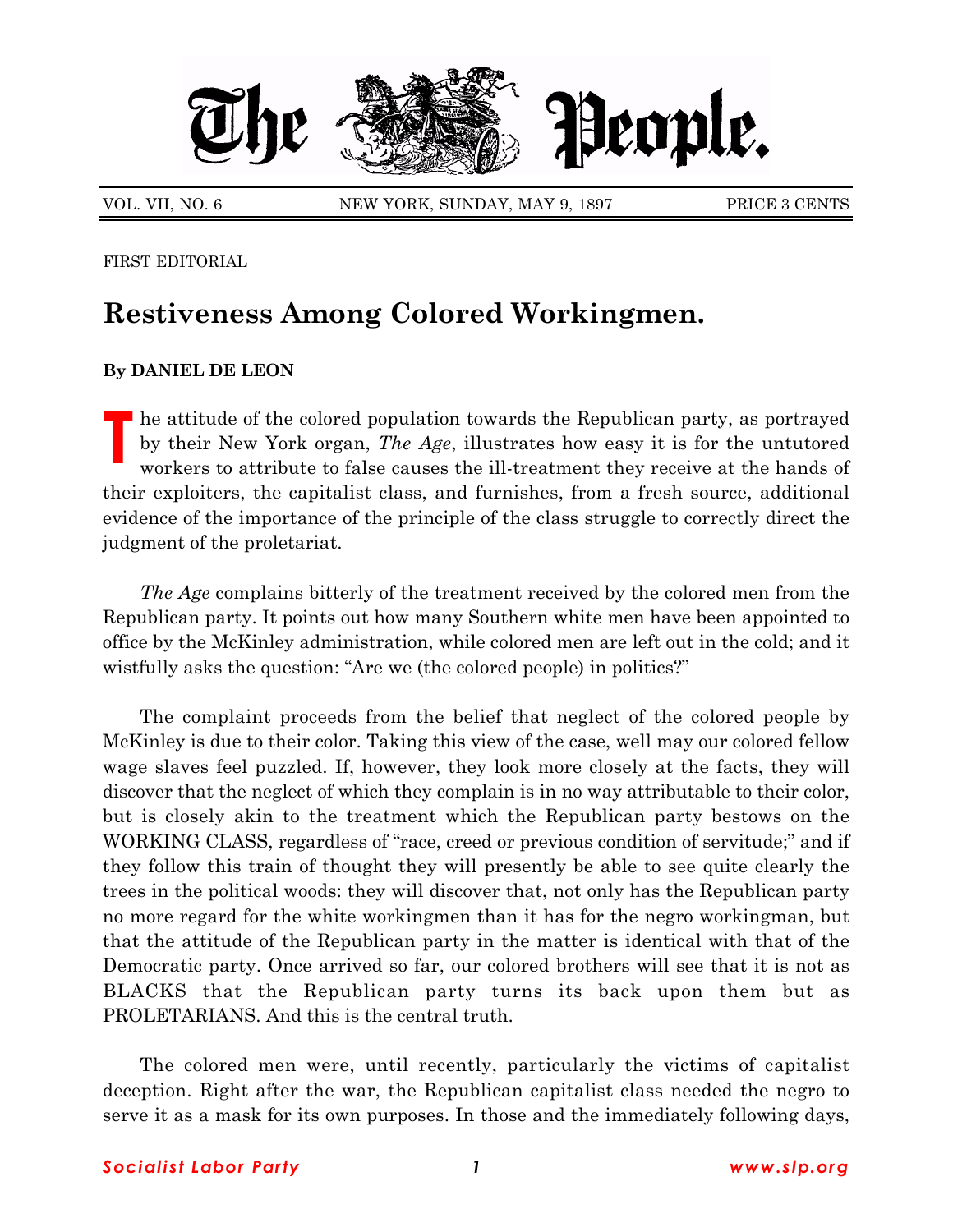# The People.

VOL. VII, NO. 6 NEW YORK, SUNDAY, MAY 9, 1897 PRICE 3 CENTS

FIRST EDITORIAL

## Restiveness Among Colored Workingmen.

**By DANIEL DE LEON**

The attitude of the colored population towards the Republican party, as portrayed by their New York organ, *The Age*, illustrates how easy it is for the untutored workers to attribute to false causes the ill-treatment they receive at the hands of their exploiters, the capitalist class, and furnishes, from a fresh source, additional evidence of the importance of the principle of the class struggle to correctly direct the judgment of the proletariat.

*The Age* complains bitterly of the treatment received by the colored men from the Republican party. It points out how many Southern white men have been appointed to office by the McKinley administration, while colored men are left out in the cold; and it wistfully asks the question: "Are we (the colored people) in politics?"

The complaint proceeds from the belief that neglect of the colored people by McKinley is due to their color. Taking this view of the case, well may our colored fellow wage slaves feel puzzled. If, however, they look more closely at the facts, they will discover that the neglect of which they complain is in no way attributable to their color, but is closely akin to the treatment which the Republican party bestows on the WORKING CLASS, regardless of "race, creed or previous condition of servitude;" and if they follow this train of thought they will presently be able to see quite clearly the trees in the political woods: they will discover that, not only has the Republican party no more regard for the white workingmen than it has for the negro workingman, but that the attitude of the Republican party in the matter is identical with that of the Democratic party. Once arrived so far, our colored brothers will see that it is not as BLACKS that the Republican party turns its back upon them but as PROLETARIANS. And this is the central truth.

The colored men were, until recently, particularly the victims of capitalist deception. Right after the war, the Republican capitalist class needed the negro to serve it as a mask for its own purposes. In those and the immediately following days,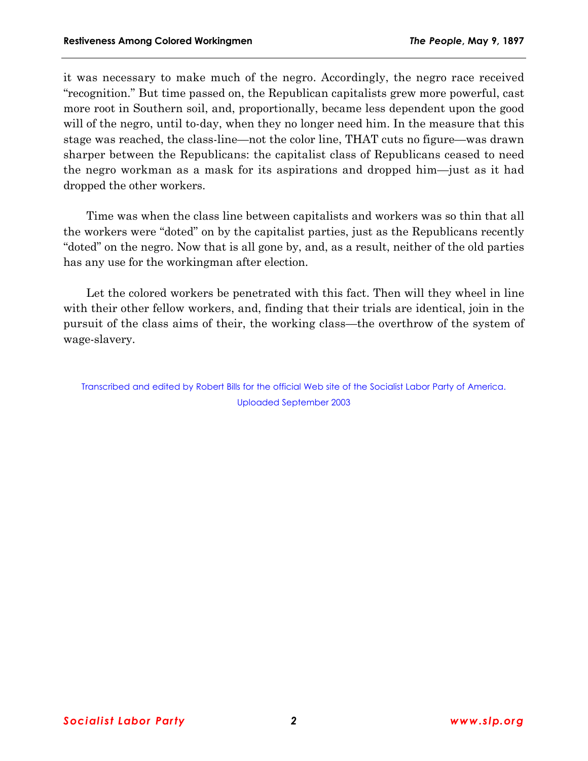it was necessary to make much of the negro. Accordingly, the negro race received "recognition." But time passed on, the Republican capitalists grew more powerful, cast more root in Southern soil, and, proportionally, became less dependent upon the good will of the negro, until to-day, when they no longer need him. In the measure that this stage was reached, the class-line—not the color line, THAT cuts no figure—was drawn sharper between the Republicans: the capitalist class of Republicans ceased to need the negro workman as a mask for its aspirations and dropped him—just as it had dropped the other workers.

Time was when the class line between capitalists and workers was so thin that all the workers were "doted" on by the capitalist parties, just as the Republicans recently "doted" on the negro. Now that is all gone by, and, as a result, neither of the old parties has any use for the workingman after election.

Let the colored workers be penetrated with this fact. Then will they wheel in line with their other fellow workers, and, finding that their trials are identical, join in the pursuit of the class aims of their, the working class—the overthrow of the system of wage-slavery.

Transcribed and edited by Robert Bills for the official Web site of the Socialist Labor Party of America.
Uploaded September 2003